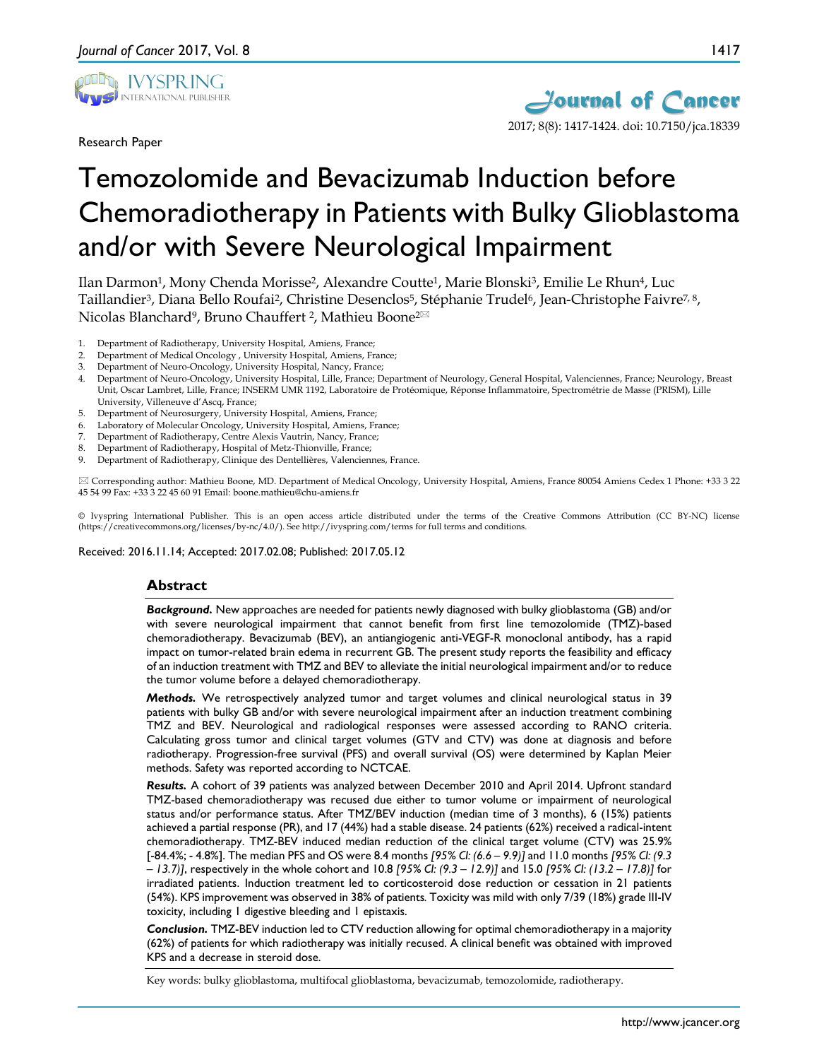Research Paper

# Temozolomide and Bevacizumab Induction before Chemoradiotherapy in Patients with Bulky Glioblastoma and/or with Severe Neurological Impairment

Ilan Darmon[1], Mony Chenda Morisse[2], Alexandre Coutte[1], Marie Blonski[3], Emilie Le Rhun[4], Luc Taillandier[3], Diana Bello Roufai[2], Christine Desenclos[5], Stéphanie Trudel[6], Jean-Christophe Faivre[7, 8], Nicolas Blanchard[9], Bruno Chauffert [2], Mathieu Boone[2]✉

1. Department of Radiotherapy, University Hospital, Amiens, France;
2. Department of Medical Oncology , University Hospital, Amiens, France;
3. Department of Neuro-Oncology, University Hospital, Nancy, France;
4. Department of Neuro-Oncology, University Hospital, Lille, France; Department of Neurology, General Hospital, Valenciennes, France; Neurology, Breast Unit, Oscar Lambret, Lille, France; INSERM UMR 1192, Laboratoire de Protéomique, Réponse Inflammatoire, Spectrométrie de Masse (PRISM), Lille University, Villeneuve d'Ascq, France;
5. Department of Neurosurgery, University Hospital, Amiens, France;
6. Laboratory of Molecular Oncology, University Hospital, Amiens, France;
7. Department of Radiotherapy, Centre Alexis Vautrin, Nancy, France;
8. Department of Radiotherapy, Hospital of Metz-Thionville, France;
9. Department of Radiotherapy, Clinique des Dentellières, Valenciennes, France.

✉ Corresponding author: Mathieu Boone, MD. Department of Medical Oncology, University Hospital, Amiens, France 80054 Amiens Cedex 1 Phone: +33 3 22 45 54 99 Fax: +33 3 22 45 60 91 Email: boone.mathieu@chu-amiens.fr

© Ivyspring International Publisher. This is an open access article distributed under the terms of the Creative Commons Attribution (CC BY-NC) license (https://creativecommons.org/licenses/by-nc/4.0/). See http://ivyspring.com/terms for full terms and conditions.

Received: 2016.11.14; Accepted: 2017.02.08; Published: 2017.05.12

## Abstract

***Background.*** New approaches are needed for patients newly diagnosed with bulky glioblastoma (GB) and/or with severe neurological impairment that cannot benefit from first line temozolomide (TMZ)-based chemoradiotherapy. Bevacizumab (BEV), an antiangiogenic anti-VEGF-R monoclonal antibody, has a rapid impact on tumor-related brain edema in recurrent GB. The present study reports the feasibility and efficacy of an induction treatment with TMZ and BEV to alleviate the initial neurological impairment and/or to reduce the tumor volume before a delayed chemoradiotherapy.

***Methods.*** We retrospectively analyzed tumor and target volumes and clinical neurological status in 39 patients with bulky GB and/or with severe neurological impairment after an induction treatment combining TMZ and BEV. Neurological and radiological responses were assessed according to RANO criteria. Calculating gross tumor and clinical target volumes (GTV and CTV) was done at diagnosis and before radiotherapy. Progression-free survival (PFS) and overall survival (OS) were determined by Kaplan Meier methods. Safety was reported according to NCTCAE.

***Results.*** A cohort of 39 patients was analyzed between December 2010 and April 2014. Upfront standard TMZ-based chemoradiotherapy was recused due either to tumor volume or impairment of neurological status and/or performance status. After TMZ/BEV induction (median time of 3 months), 6 (15%) patients achieved a partial response (PR), and 17 (44%) had a stable disease. 24 patients (62%) received a radical-intent chemoradiotherapy. TMZ-BEV induced median reduction of the clinical target volume (CTV) was 25.9% [-84.4%; - 4.8%]. The median PFS and OS were 8.4 months *[95% CI: (6.6 – 9.9)]* and 11.0 months *[95% CI: (9.3 – 13.7)]*, respectively in the whole cohort and 10.8 *[95% CI: (9.3 – 12.9)]* and 15.0 *[95% CI: (13.2 – 17.8)]* for irradiated patients. Induction treatment led to corticosteroid dose reduction or cessation in 21 patients (54%). KPS improvement was observed in 38% of patients. Toxicity was mild with only 7/39 (18%) grade III-IV toxicity, including 1 digestive bleeding and 1 epistaxis.

***Conclusion.*** TMZ-BEV induction led to CTV reduction allowing for optimal chemoradiotherapy in a majority (62%) of patients for which radiotherapy was initially recused. A clinical benefit was obtained with improved KPS and a decrease in steroid dose.

Key words: bulky glioblastoma, multifocal glioblastoma, bevacizumab, temozolomide, radiotherapy.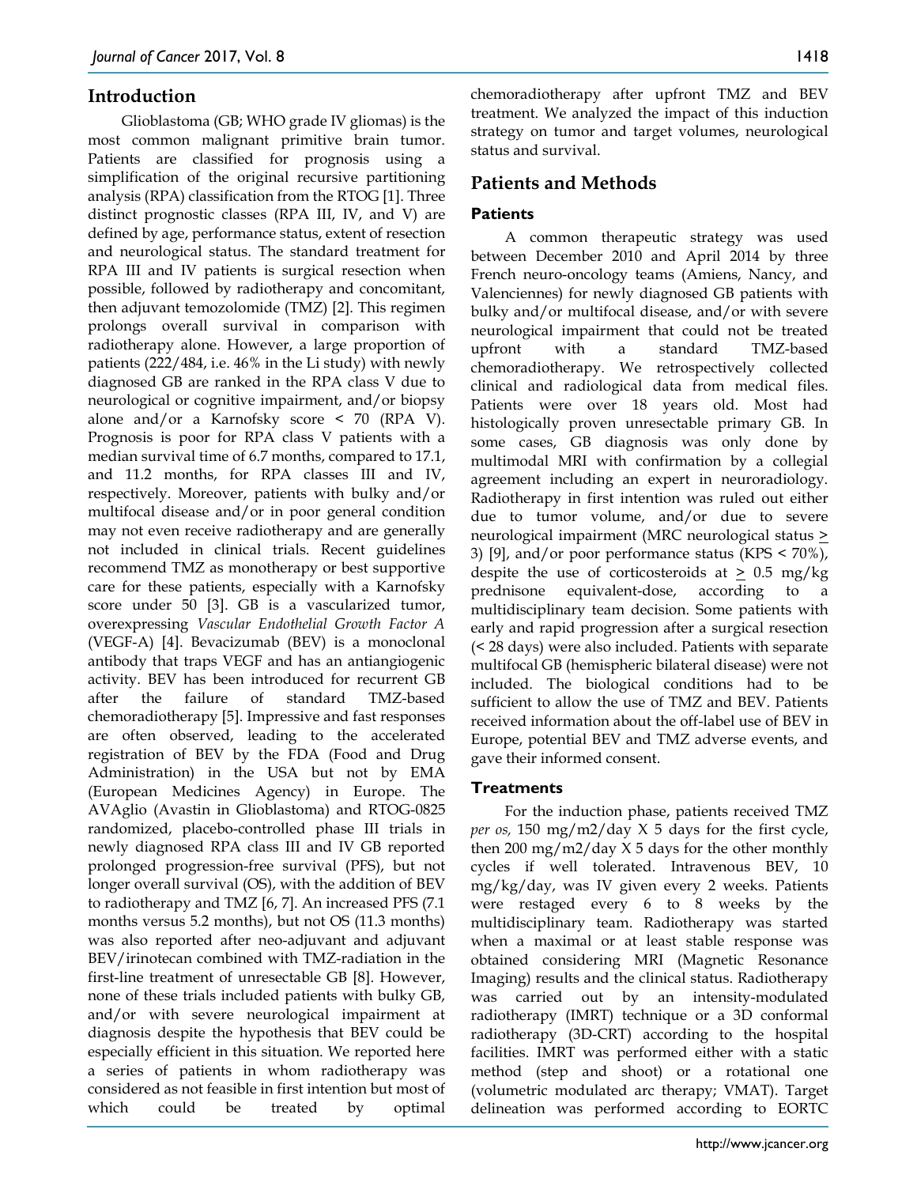## Introduction

Glioblastoma (GB; WHO grade IV gliomas) is the most common malignant primitive brain tumor. Patients are classified for prognosis using a simplification of the original recursive partitioning analysis (RPA) classification from the RTOG [1]. Three distinct prognostic classes (RPA III, IV, and V) are defined by age, performance status, extent of resection and neurological status. The standard treatment for RPA III and IV patients is surgical resection when possible, followed by radiotherapy and concomitant, then adjuvant temozolomide (TMZ) [2]. This regimen prolongs overall survival in comparison with radiotherapy alone. However, a large proportion of patients (222/484, i.e. 46% in the Li study) with newly diagnosed GB are ranked in the RPA class V due to neurological or cognitive impairment, and/or biopsy alone and/or a Karnofsky score < 70 (RPA V). Prognosis is poor for RPA class V patients with a median survival time of 6.7 months, compared to 17.1, and 11.2 months, for RPA classes III and IV, respectively. Moreover, patients with bulky and/or multifocal disease and/or in poor general condition may not even receive radiotherapy and are generally not included in clinical trials. Recent guidelines recommend TMZ as monotherapy or best supportive care for these patients, especially with a Karnofsky score under 50 [3]. GB is a vascularized tumor, overexpressing *Vascular Endothelial Growth Factor A* (VEGF-A) [4]. Bevacizumab (BEV) is a monoclonal antibody that traps VEGF and has an antiangiogenic activity. BEV has been introduced for recurrent GB after the failure of standard TMZ-based chemoradiotherapy [5]. Impressive and fast responses are often observed, leading to the accelerated registration of BEV by the FDA (Food and Drug Administration) in the USA but not by EMA (European Medicines Agency) in Europe. The AVAglio (Avastin in Glioblastoma) and RTOG-0825 randomized, placebo-controlled phase III trials in newly diagnosed RPA class III and IV GB reported prolonged progression-free survival (PFS), but not longer overall survival (OS), with the addition of BEV to radiotherapy and TMZ [6, 7]. An increased PFS (7.1 months versus 5.2 months), but not OS (11.3 months) was also reported after neo-adjuvant and adjuvant BEV/irinotecan combined with TMZ-radiation in the first-line treatment of unresectable GB [8]. However, none of these trials included patients with bulky GB, and/or with severe neurological impairment at diagnosis despite the hypothesis that BEV could be especially efficient in this situation. We reported here a series of patients in whom radiotherapy was considered as not feasible in first intention but most of which could be treated by optimal chemoradiotherapy after upfront TMZ and BEV treatment. We analyzed the impact of this induction strategy on tumor and target volumes, neurological status and survival.

## Patients and Methods

### Patients

A common therapeutic strategy was used between December 2010 and April 2014 by three French neuro-oncology teams (Amiens, Nancy, and Valenciennes) for newly diagnosed GB patients with bulky and/or multifocal disease, and/or with severe neurological impairment that could not be treated upfront with a standard TMZ-based chemoradiotherapy. We retrospectively collected clinical and radiological data from medical files. Patients were over 18 years old. Most had histologically proven unresectable primary GB. In some cases, GB diagnosis was only done by multimodal MRI with confirmation by a collegial agreement including an expert in neuroradiology. Radiotherapy in first intention was ruled out either due to tumor volume, and/or due to severe neurological impairment (MRC neurological status ≥ 3) [9], and/or poor performance status (KPS < 70%), despite the use of corticosteroids at ≥ 0.5 mg/kg prednisone equivalent-dose, according to a multidisciplinary team decision. Some patients with early and rapid progression after a surgical resection (< 28 days) were also included. Patients with separate multifocal GB (hemispheric bilateral disease) were not included. The biological conditions had to be sufficient to allow the use of TMZ and BEV. Patients received information about the off-label use of BEV in Europe, potential BEV and TMZ adverse events, and gave their informed consent.

### Treatments

For the induction phase, patients received TMZ *per os,* 150 mg/m2/day X 5 days for the first cycle, then 200 mg/m2/day X 5 days for the other monthly cycles if well tolerated. Intravenous BEV, 10 mg/kg/day, was IV given every 2 weeks. Patients were restaged every 6 to 8 weeks by the multidisciplinary team. Radiotherapy was started when a maximal or at least stable response was obtained considering MRI (Magnetic Resonance Imaging) results and the clinical status. Radiotherapy was carried out by an intensity-modulated radiotherapy (IMRT) technique or a 3D conformal radiotherapy (3D-CRT) according to the hospital facilities. IMRT was performed either with a static method (step and shoot) or a rotational one (volumetric modulated arc therapy; VMAT). Target delineation was performed according to EORTC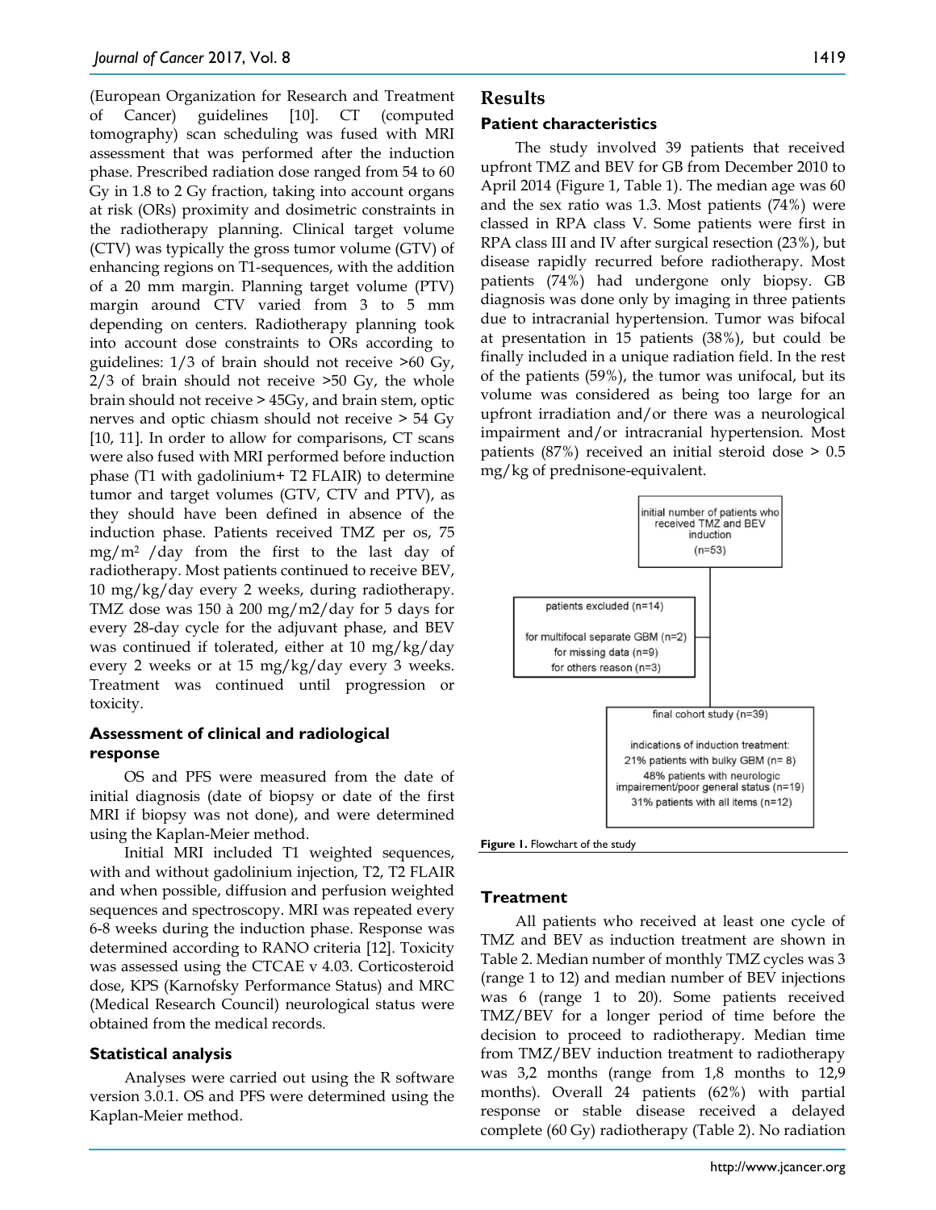(European Organization for Research and Treatment of Cancer) guidelines [10]. CT (computed tomography) scan scheduling was fused with MRI assessment that was performed after the induction phase. Prescribed radiation dose ranged from 54 to 60 Gy in 1.8 to 2 Gy fraction, taking into account organs at risk (ORs) proximity and dosimetric constraints in the radiotherapy planning. Clinical target volume (CTV) was typically the gross tumor volume (GTV) of enhancing regions on T1-sequences, with the addition of a 20 mm margin. Planning target volume (PTV) margin around CTV varied from 3 to 5 mm depending on centers. Radiotherapy planning took into account dose constraints to ORs according to guidelines: 1/3 of brain should not receive >60 Gy, 2/3 of brain should not receive >50 Gy, the whole brain should not receive > 45Gy, and brain stem, optic nerves and optic chiasm should not receive > 54 Gy [10, 11]. In order to allow for comparisons, CT scans were also fused with MRI performed before induction phase (T1 with gadolinium+ T2 FLAIR) to determine tumor and target volumes (GTV, CTV and PTV), as they should have been defined in absence of the induction phase. Patients received TMZ per os, 75 $mg/m^2$ /day from the first to the last day of radiotherapy. Most patients continued to receive BEV, 10 mg/kg/day every 2 weeks, during radiotherapy. TMZ dose was 150 à 200 mg/m2/day for 5 days for every 28-day cycle for the adjuvant phase, and BEV was continued if tolerated, either at 10 mg/kg/day every 2 weeks or at 15 mg/kg/day every 3 weeks. Treatment was continued until progression or toxicity.

### Assessment of clinical and radiological response

OS and PFS were measured from the date of initial diagnosis (date of biopsy or date of the first MRI if biopsy was not done), and were determined using the Kaplan-Meier method.

Initial MRI included T1 weighted sequences, with and without gadolinium injection, T2, T2 FLAIR and when possible, diffusion and perfusion weighted sequences and spectroscopy. MRI was repeated every 6-8 weeks during the induction phase. Response was determined according to RANO criteria [12]. Toxicity was assessed using the CTCAE v 4.03. Corticosteroid dose, KPS (Karnofsky Performance Status) and MRC (Medical Research Council) neurological status were obtained from the medical records.

### Statistical analysis

Analyses were carried out using the R software version 3.0.1. OS and PFS were determined using the Kaplan-Meier method.

## Results

### Patient characteristics

The study involved 39 patients that received upfront TMZ and BEV for GB from December 2010 to April 2014 (Figure 1, Table 1). The median age was 60 and the sex ratio was 1.3. Most patients (74%) were classed in RPA class V. Some patients were first in RPA class III and IV after surgical resection (23%), but disease rapidly recurred before radiotherapy. Most patients (74%) had undergone only biopsy. GB diagnosis was done only by imaging in three patients due to intracranial hypertension. Tumor was bifocal at presentation in 15 patients (38%), but could be finally included in a unique radiation field. In the rest of the patients (59%), the tumor was unifocal, but its volume was considered as being too large for an upfront irradiation and/or there was a neurological impairment and/or intracranial hypertension. Most patients (87%) received an initial steroid dose > 0.5 mg/kg of prednisone-equivalent.

initial number of patients who received TMZ and BEV induction (n=53)

patients excluded (n=14)

for multifocal separate GBM (n=2)
for missing data (n=9)
for others reason (n=3)

final cohort study (n=39)

indications of induction treatment:
21% patients with bulky GBM (n= 8)
48% patients with neurologic impairement/poor general status (n=19)
31% patients with all items (n=12)

**Figure 1.** Flowchart of the study

### Treatment

All patients who received at least one cycle of TMZ and BEV as induction treatment are shown in Table 2. Median number of monthly TMZ cycles was 3 (range 1 to 12) and median number of BEV injections was 6 (range 1 to 20). Some patients received TMZ/BEV for a longer period of time before the decision to proceed to radiotherapy. Median time from TMZ/BEV induction treatment to radiotherapy was 3,2 months (range from 1,8 months to 12,9 months). Overall 24 patients (62%) with partial response or stable disease received a delayed complete (60 Gy) radiotherapy (Table 2). No radiation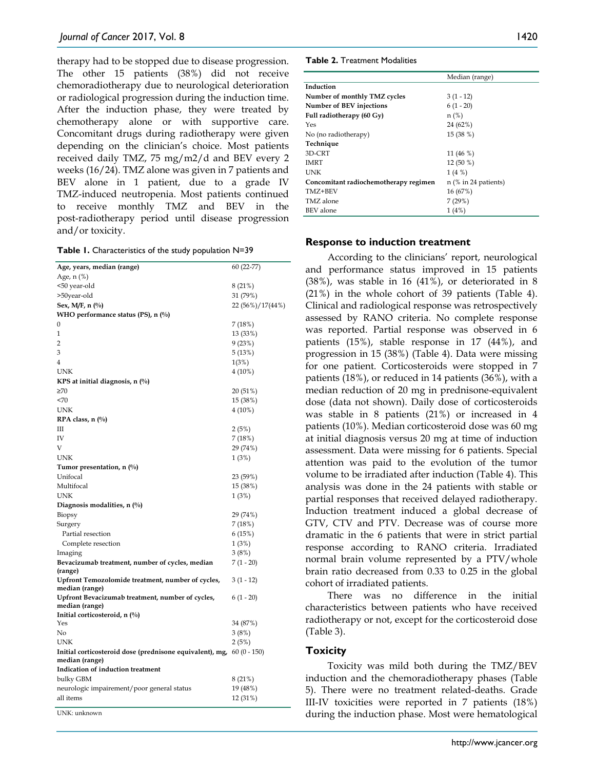therapy had to be stopped due to disease progression. The other 15 patients (38%) did not receive chemoradiotherapy due to neurological deterioration or radiological progression during the induction time. After the induction phase, they were treated by chemotherapy alone or with supportive care. Concomitant drugs during radiotherapy were given depending on the clinician's choice. Most patients received daily TMZ, 75 mg/m2/d and BEV every 2 weeks (16/24). TMZ alone was given in 7 patients and BEV alone in 1 patient, due to a grade IV TMZ-induced neutropenia. Most patients continued to receive monthly TMZ and BEV in the post-radiotherapy period until disease progression and/or toxicity.

**Table 1.** Characteristics of the study population N=39

| | |
|---|---|
| **Age, years, median (range)** | 60 (22-77) |
| Age, n (%) | |
| <50 year-old | 8 (21%) |
| >50year-old | 31 (79%) |
| **Sex, M/F, n (%)** | 22 (56%)/17(44%) |
| **WHO performance status (PS), n (%)** | |
| 0 | 7 (18%) |
| 1 | 13 (33%) |
| 2 | 9 (23%) |
| 3 | 5 (13%) |
| 4 | 1(3%) |
| UNK | 4 (10%) |
| **KPS at initial diagnosis, n (%)** | |
| ≥70 | 20 (51%) |
| <70 | 15 (38%) |
| UNK | 4 (10%) |
| **RPA class, n (%)** | |
| III | 2 (5%) |
| IV | 7 (18%) |
| V | 29 (74%) |
| UNK | 1 (3%) |
| **Tumor presentation, n (%)** | |
| Unifocal | 23 (59%) |
| Multifocal | 15 (38%) |
| UNK | 1 (3%) |
| **Diagnosis modalities, n (%)** | |
| Biopsy | 29 (74%) |
| Surgery | 7 (18%) |
| Partial resection | 6 (15%) |
| Complete resection | 1 (3%) |
| Imaging | 3 (8%) |
| **Bevacizumab treatment, number of cycles, median (range)** | 7 (1 - 20) |
| **Upfront Temozolomide treatment, number of cycles, median (range)** | 3 (1 - 12) |
| **Upfront Bevacizumab treatment, number of cycles, median (range)** | 6 (1 - 20) |
| **Initial corticosteroid, n (%)** | |
| Yes | 34 (87%) |
| No | 3 (8%) |
| UNK | 2 (5%) |
| **Initial corticosteroid dose (prednisone equivalent), mg, median (range)** | 60 (0 - 150) |
| **Indication of induction treatment** | |
| bulky GBM | 8 (21%) |
| neurologic impairement/poor general status | 19 (48%) |
| all items | 12 (31%) |

UNK: unknown

**Table 2.** Treatment Modalities

| | Median (range) |
|---|---|
| **Induction** | |
| **Number of monthly TMZ cycles** | 3 (1 - 12) |
| **Number of BEV injections** | 6 (1 - 20) |
| **Full radiotherapy (60 Gy)** | n (%) |
| Yes | 24 (62%) |
| No (no radiotherapy) | 15 (38 %) |
| **Technique** | |
| 3D-CRT | 11 (46 %) |
| IMRT | 12 (50 %) |
| UNK | 1 (4 %) |
| **Concomitant radiochemotherapy regimen** | n (% in 24 patients) |
| TMZ+BEV | 16 (67%) |
| TMZ alone | 7 (29%) |
| BEV alone | 1 (4%) |

## Response to induction treatment

According to the clinicians' report, neurological and performance status improved in 15 patients (38%), was stable in 16 (41%), or deteriorated in 8 (21%) in the whole cohort of 39 patients (Table 4). Clinical and radiological response was retrospectively assessed by RANO criteria. No complete response was reported. Partial response was observed in 6 patients (15%), stable response in 17 (44%), and progression in 15 (38%) (Table 4). Data were missing for one patient. Corticosteroids were stopped in 7 patients (18%), or reduced in 14 patients (36%), with a median reduction of 20 mg in prednisone-equivalent dose (data not shown). Daily dose of corticosteroids was stable in 8 patients (21%) or increased in 4 patients (10%). Median corticosteroid dose was 60 mg at initial diagnosis versus 20 mg at time of induction assessment. Data were missing for 6 patients. Special attention was paid to the evolution of the tumor volume to be irradiated after induction (Table 4). This analysis was done in the 24 patients with stable or partial responses that received delayed radiotherapy. Induction treatment induced a global decrease of GTV, CTV and PTV. Decrease was of course more dramatic in the 6 patients that were in strict partial response according to RANO criteria. Irradiated normal brain volume represented by a PTV/whole brain ratio decreased from 0.33 to 0.25 in the global cohort of irradiated patients.

There was no difference in the initial characteristics between patients who have received radiotherapy or not, except for the corticosteroid dose (Table 3).

## Toxicity

Toxicity was mild both during the TMZ/BEV induction and the chemoradiotherapy phases (Table 5). There were no treatment related-deaths. Grade III-IV toxicities were reported in 7 patients (18%) during the induction phase. Most were hematological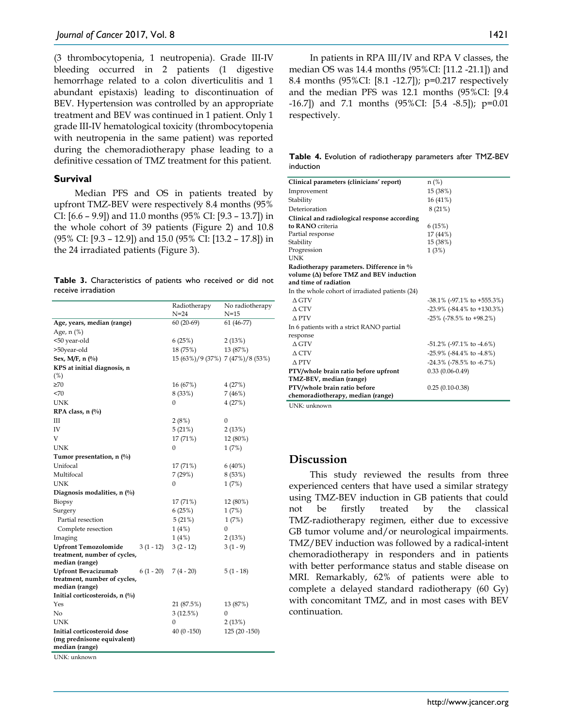(3 thrombocytopenia, 1 neutropenia). Grade III-IV bleeding occurred in 2 patients (1 digestive hemorrhage related to a colon diverticulitis and 1 abundant epistaxis) leading to discontinuation of BEV. Hypertension was controlled by an appropriate treatment and BEV was continued in 1 patient. Only 1 grade III-IV hematological toxicity (thrombocytopenia with neutropenia in the same patient) was reported during the chemoradiotherapy phase leading to a definitive cessation of TMZ treatment for this patient.

### Survival

Median PFS and OS in patients treated by upfront TMZ-BEV were respectively 8.4 months (95% CI: [6.6 – 9.9]) and 11.0 months (95% CI: [9.3 – 13.7]) in the whole cohort of 39 patients (Figure 2) and 10.8 (95% CI: [9.3 – 12.9]) and 15.0 (95% CI: [13.2 – 17.8]) in the 24 irradiated patients (Figure 3).

**Table 3.** Characteristics of patients who received or did not receive irradiation

| | | Radiotherapy N=24 | No radiotherapy N=15 |
|---|---|---|---|
| **Age, years, median (range)** | | 60 (20-69) | 61 (46-77) |
| Age, n (%) | | | |
| <50 year-old | | 6 (25%) | 2 (13%) |
| >50year-old | | 18 (75%) | 13 (87%) |
| **Sex, M/F, n (%)** | | 15 (63%)/9 (37%) | 7 (47%)/8 (53%) |
| **KPS at initial diagnosis, n (%)** | | | |
| ≥70 | | 16 (67%) | 4 (27%) |
| <70 | | 8 (33%) | 7 (46%) |
| UNK | | 0 | 4 (27%) |
| **RPA class, n (%)** | | | |
| III | | 2 (8%) | 0 |
| IV | | 5 (21%) | 2 (13%) |
| V | | 17 (71%) | 12 (80%) |
| UNK | | 0 | 1 (7%) |
| **Tumor presentation, n (%)** | | | |
| Unifocal | | 17 (71%) | 6 (40%) |
| Multifocal | | 7 (29%) | 8 (53%) |
| UNK | | 0 | 1 (7%) |
| **Diagnosis modalities, n (%)** | | | |
| Biopsy | | 17 (71%) | 12 (80%) |
| Surgery | | 6 (25%) | 1 (7%) |
| Partial resection | | 5 (21%) | 1 (7%) |
| Complete resection | | 1 (4%) | 0 |
| Imaging | | 1 (4%) | 2 (13%) |
| **Upfront Temozolomide treatment, number of cycles, median (range)** | 3 (1 - 12) | 3 (2 - 12) | 3 (1 - 9) |
| **Upfront Bevacizumab treatment, number of cycles, median (range)** | 6 (1 - 20) | 7 (4 - 20) | 5 (1 - 18) |
| **Initial corticosteroids, n (%)** | | | |
| Yes | | 21 (87.5%) | 13 (87%) |
| No | | 3 (12.5%) | 0 |
| UNK | | 0 | 2 (13%) |
| **Initial corticosteroid dose (mg prednisone equivalent) median (range)** | | 40 (0 -150) | 125 (20 -150) |

UNK: unknown

In patients in RPA III/IV and RPA V classes, the median OS was 14.4 months (95%CI: [11.2 -21.1]) and 8.4 months (95%CI: [8.1 -12.7]); p=0.217 respectively and the median PFS was 12.1 months (95%CI: [9.4 -16.7]) and 7.1 months (95%CI: [5.4 -8.5]); p=0.01 respectively.

**Table 4.** Evolution of radiotherapy parameters after TMZ-BEV induction

| **Clinical parameters (clinicians' report)** | n (%) |
|---|---|
| Improvement | 15 (38%) |
| Stability | 16 (41%) |
| Deterioration | 8 (21%) |
| **Clinical and radiological response according to RANO criteria** | 6 (15%) |
| Partial response | 17 (44%) |
| Stability | 15 (38%) |
| Progression | 1 (3%) |
| UNK | |
| **Radiotherapy parameters. Difference in % volume (Δ) before TMZ and BEV induction and time of radiation** | |
| In the whole cohort of irradiated patients (24) | |
| Δ GTV | -38.1% (-97.1% to +555.3%) |
| Δ CTV | -23.9% (-84.4% to +130.3%) |
| Δ PTV | -25% (-78.5% to +98.2%) |
| In 6 patients with a strict RANO partial response | |
| Δ GTV | -51.2% (-97.1% to -4.6%) |
| Δ CTV | -25.9% (-84.4% to -4.8%) |
| Δ PTV | -24.3% (-78.5% to -6.7%) |
| **PTV/whole brain ratio before upfront TMZ-BEV, median (range)** | 0.33 (0.06-0.49) |
| **PTV/whole brain ratio before chemoradiotherapy, median (range)** | 0.25 (0.10-0.38) |

UNK: unknown

## Discussion

This study reviewed the results from three experienced centers that have used a similar strategy using TMZ-BEV induction in GB patients that could not be firstly treated by the classical TMZ-radiotherapy regimen, either due to excessive GB tumor volume and/or neurological impairments. TMZ/BEV induction was followed by a radical-intent chemoradiotherapy in responders and in patients with better performance status and stable disease on MRI. Remarkably, 62% of patients were able to complete a delayed standard radiotherapy (60 Gy) with concomitant TMZ, and in most cases with BEV continuation.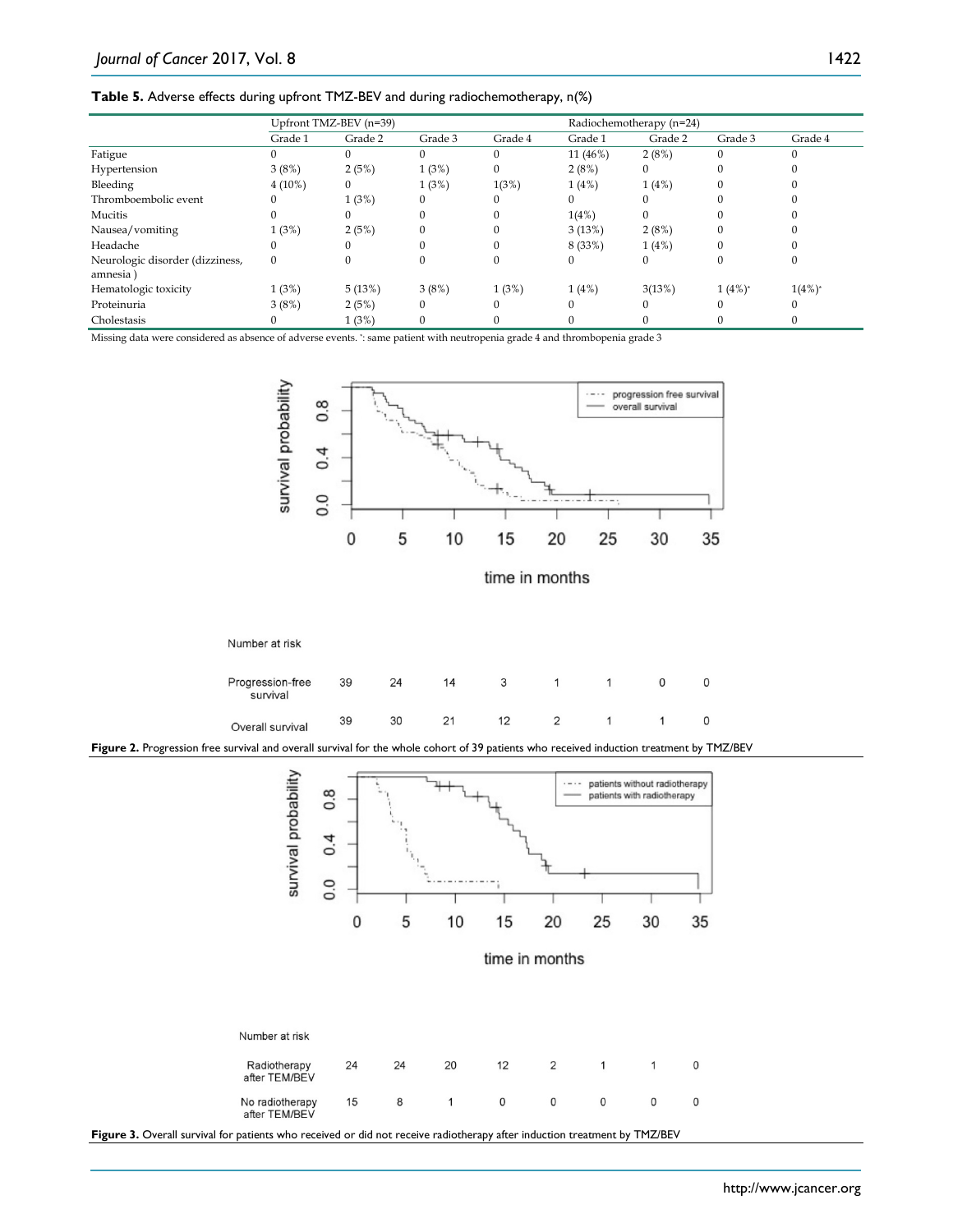**Table 5.** Adverse effects during upfront TMZ-BEV and during radiochemotherapy, n(%)

| | Upfront TMZ-BEV (n=39) | | | | Radiochemotherapy (n=24) | | | |
|---|---|---|---|---|---|---|---|---|
| | Grade 1 | Grade 2 | Grade 3 | Grade 4 | Grade 1 | Grade 2 | Grade 3 | Grade 4 |
| Fatigue | 0 | 0 | 0 | 0 | 11 (46%) | 2 (8%) | 0 | 0 |
| Hypertension | 3 (8%) | 2 (5%) | 1 (3%) | 0 | 2 (8%) | 0 | 0 | 0 |
| Bleeding | 4 (10%) | 0 | 1 (3%) | 1(3%) | 1 (4%) | 1 (4%) | 0 | 0 |
| Thromboembolic event | 0 | 1 (3%) | 0 | 0 | 0 | 0 | 0 | 0 |
| Mucitis | 0 | 0 | 0 | 0 | 1(4%) | 0 | 0 | 0 |
| Nausea/vomiting | 1 (3%) | 2 (5%) | 0 | 0 | 3 (13%) | 2 (8%) | 0 | 0 |
| Headache | 0 | 0 | 0 | 0 | 8 (33%) | 1 (4%) | 0 | 0 |
| Neurologic disorder (dizziness, amnesia ) | 0 | 0 | 0 | 0 | 0 | 0 | 0 | 0 |
| Hematologic toxicity | 1 (3%) | 5 (13%) | 3 (8%) | 1 (3%) | 1 (4%) | 3(13%) | 1 (4%)* | 1(4%)* |
| Proteinuria | 3 (8%) | 2 (5%) | 0 | 0 | 0 | 0 | 0 | 0 |
| Cholestasis | 0 | 1 (3%) | 0 | 0 | 0 | 0 | 0 | 0 |

Missing data were considered as absence of adverse events. *: same patient with neutropenia grade 4 and thrombopenia grade 3

Number at risk

| | 0 | 5 | 10 | 15 | 20 | 25 | 30 | 35 |
|---|---|---|---|---|---|---|---|---|
| Progression-free survival | 39 | 24 | 14 | 3 | 1 | 1 | 0 | 0 |
| Overall survival | 39 | 30 | 21 | 12 | 2 | 1 | 1 | 0 |

**Figure 2.** Progression free survival and overall survival for the whole cohort of 39 patients who received induction treatment by TMZ/BEV

Number at risk

| | 0 | 5 | 10 | 15 | 20 | 25 | 30 | 35 |
|---|---|---|---|---|---|---|---|---|
| Radiotherapy after TEM/BEV | 24 | 24 | 20 | 12 | 2 | 1 | 1 | 0 |
| No radiotherapy after TEM/BEV | 15 | 8 | 1 | 0 | 0 | 0 | 0 | 0 |

**Figure 3.** Overall survival for patients who received or did not receive radiotherapy after induction treatment by TMZ/BEV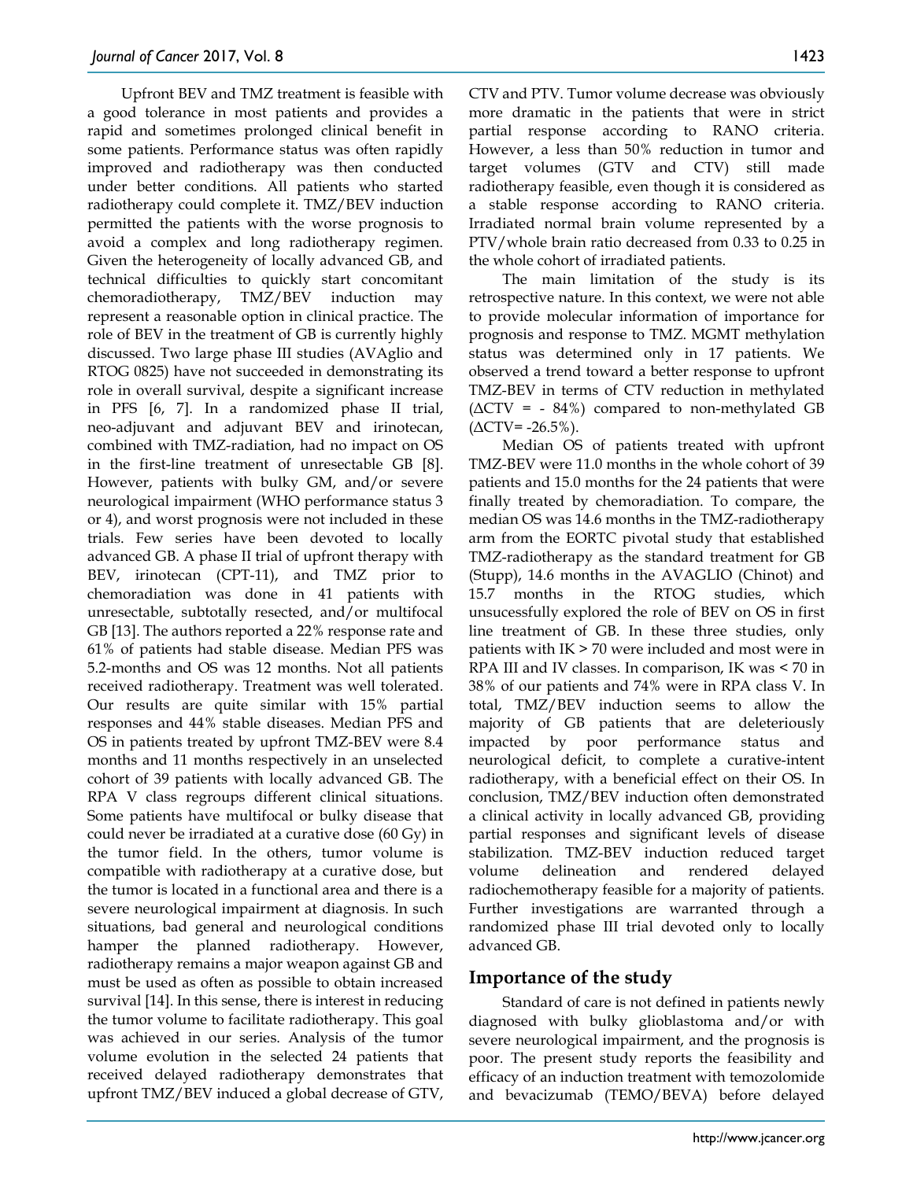Upfront BEV and TMZ treatment is feasible with a good tolerance in most patients and provides a rapid and sometimes prolonged clinical benefit in some patients. Performance status was often rapidly improved and radiotherapy was then conducted under better conditions. All patients who started radiotherapy could complete it. TMZ/BEV induction permitted the patients with the worse prognosis to avoid a complex and long radiotherapy regimen. Given the heterogeneity of locally advanced GB, and technical difficulties to quickly start concomitant chemoradiotherapy, TMZ/BEV induction may represent a reasonable option in clinical practice. The role of BEV in the treatment of GB is currently highly discussed. Two large phase III studies (AVAglio and RTOG 0825) have not succeeded in demonstrating its role in overall survival, despite a significant increase in PFS [6, 7]. In a randomized phase II trial, neo-adjuvant and adjuvant BEV and irinotecan, combined with TMZ-radiation, had no impact on OS in the first-line treatment of unresectable GB [8]. However, patients with bulky GM, and/or severe neurological impairment (WHO performance status 3 or 4), and worst prognosis were not included in these trials. Few series have been devoted to locally advanced GB. A phase II trial of upfront therapy with BEV, irinotecan (CPT-11), and TMZ prior to chemoradiation was done in 41 patients with unresectable, subtotally resected, and/or multifocal GB [13]. The authors reported a 22% response rate and 61% of patients had stable disease. Median PFS was 5.2-months and OS was 12 months. Not all patients received radiotherapy. Treatment was well tolerated. Our results are quite similar with 15% partial responses and 44% stable diseases. Median PFS and OS in patients treated by upfront TMZ-BEV were 8.4 months and 11 months respectively in an unselected cohort of 39 patients with locally advanced GB. The RPA V class regroups different clinical situations. Some patients have multifocal or bulky disease that could never be irradiated at a curative dose (60 Gy) in the tumor field. In the others, tumor volume is compatible with radiotherapy at a curative dose, but the tumor is located in a functional area and there is a severe neurological impairment at diagnosis. In such situations, bad general and neurological conditions hamper the planned radiotherapy. However, radiotherapy remains a major weapon against GB and must be used as often as possible to obtain increased survival [14]. In this sense, there is interest in reducing the tumor volume to facilitate radiotherapy. This goal was achieved in our series. Analysis of the tumor volume evolution in the selected 24 patients that received delayed radiotherapy demonstrates that upfront TMZ/BEV induced a global decrease of GTV, CTV and PTV. Tumor volume decrease was obviously more dramatic in the patients that were in strict partial response according to RANO criteria. However, a less than 50% reduction in tumor and target volumes (GTV and CTV) still made radiotherapy feasible, even though it is considered as a stable response according to RANO criteria. Irradiated normal brain volume represented by a PTV/whole brain ratio decreased from 0.33 to 0.25 in the whole cohort of irradiated patients.

The main limitation of the study is its retrospective nature. In this context, we were not able to provide molecular information of importance for prognosis and response to TMZ. MGMT methylation status was determined only in 17 patients. We observed a trend toward a better response to upfront TMZ-BEV in terms of CTV reduction in methylated ($\Delta$CTV = - 84%) compared to non-methylated GB ($\Delta$CTV= -26.5%).

Median OS of patients treated with upfront TMZ-BEV were 11.0 months in the whole cohort of 39 patients and 15.0 months for the 24 patients that were finally treated by chemoradiation. To compare, the median OS was 14.6 months in the TMZ-radiotherapy arm from the EORTC pivotal study that established TMZ-radiotherapy as the standard treatment for GB (Stupp), 14.6 months in the AVAGLIO (Chinot) and 15.7 months in the RTOG studies, which unsucessfully explored the role of BEV on OS in first line treatment of GB. In these three studies, only patients with IK > 70 were included and most were in RPA III and IV classes. In comparison, IK was < 70 in 38% of our patients and 74% were in RPA class V. In total, TMZ/BEV induction seems to allow the majority of GB patients that are deleteriously impacted by poor performance status and neurological deficit, to complete a curative-intent radiotherapy, with a beneficial effect on their OS. In conclusion, TMZ/BEV induction often demonstrated a clinical activity in locally advanced GB, providing partial responses and significant levels of disease stabilization. TMZ-BEV induction reduced target volume delineation and rendered delayed radiochemotherapy feasible for a majority of patients. Further investigations are warranted through a randomized phase III trial devoted only to locally advanced GB.

## Importance of the study

Standard of care is not defined in patients newly diagnosed with bulky glioblastoma and/or with severe neurological impairment, and the prognosis is poor. The present study reports the feasibility and efficacy of an induction treatment with temozolomide and bevacizumab (TEMO/BEVA) before delayed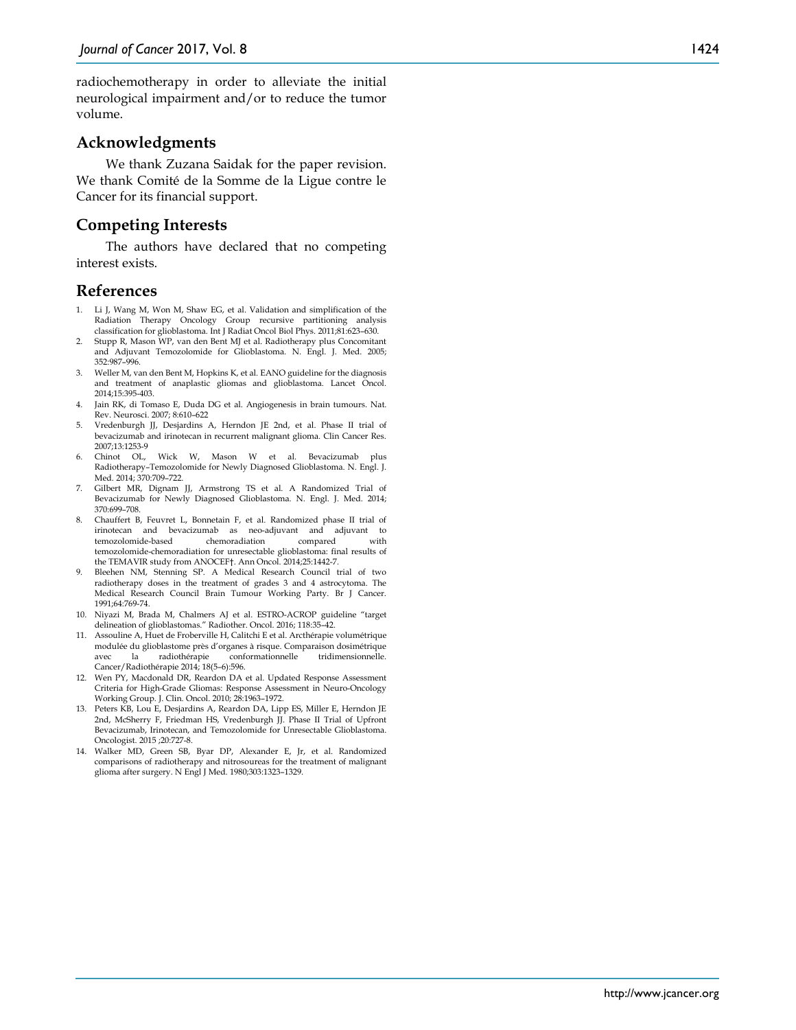radiochemotherapy in order to alleviate the initial neurological impairment and/or to reduce the tumor volume.

## Acknowledgments

We thank Zuzana Saidak for the paper revision. We thank Comité de la Somme de la Ligue contre le Cancer for its financial support.

## Competing Interests

The authors have declared that no competing interest exists.

## References

1. Li J, Wang M, Won M, Shaw EG, et al. Validation and simplification of the Radiation Therapy Oncology Group recursive partitioning analysis classification for glioblastoma. Int J Radiat Oncol Biol Phys. 2011;81:623–630.
2. Stupp R, Mason WP, van den Bent MJ et al. Radiotherapy plus Concomitant and Adjuvant Temozolomide for Glioblastoma. N. Engl. J. Med. 2005; 352:987–996.
3. Weller M, van den Bent M, Hopkins K, et al. EANO guideline for the diagnosis and treatment of anaplastic gliomas and glioblastoma. Lancet Oncol. 2014;15:395-403.
4. Jain RK, di Tomaso E, Duda DG et al. Angiogenesis in brain tumours. Nat. Rev. Neurosci. 2007; 8:610–622
5. Vredenburgh JJ, Desjardins A, Herndon JE 2nd, et al. Phase II trial of bevacizumab and irinotecan in recurrent malignant glioma. Clin Cancer Res. 2007;13:1253-9
6. Chinot OL, Wick W, Mason W et al. Bevacizumab plus Radiotherapy–Temozolomide for Newly Diagnosed Glioblastoma. N. Engl. J. Med. 2014; 370:709–722.
7. Gilbert MR, Dignam JJ, Armstrong TS et al. A Randomized Trial of Bevacizumab for Newly Diagnosed Glioblastoma. N. Engl. J. Med. 2014; 370:699–708.
8. Chauffert B, Feuvret L, Bonnetain F, et al. Randomized phase II trial of irinotecan and bevacizumab as neo-adjuvant and adjuvant to temozolomide-based chemoradiation compared with temozolomide-chemoradiation for unresectable glioblastoma: final results of the TEMAVIR study from ANOCEF†. Ann Oncol. 2014;25:1442-7.
9. Bleehen NM, Stenning SP. A Medical Research Council trial of two radiotherapy doses in the treatment of grades 3 and 4 astrocytoma. The Medical Research Council Brain Tumour Working Party. Br J Cancer. 1991;64:769-74.
10. Niyazi M, Brada M, Chalmers AJ et al. ESTRO-ACROP guideline "target delineation of glioblastomas." Radiother. Oncol. 2016; 118:35–42.
11. Assouline A, Huet de Froberville H, Calitchi E et al. Arcthérapie volumétrique modulée du glioblastome près d'organes à risque. Comparaison dosimétrique avec la radiothérapie conformationnelle tridimensionnelle. Cancer/Radiothérapie 2014; 18(5–6):596.
12. Wen PY, Macdonald DR, Reardon DA et al. Updated Response Assessment Criteria for High-Grade Gliomas: Response Assessment in Neuro-Oncology Working Group. J. Clin. Oncol. 2010; 28:1963–1972.
13. Peters KB, Lou E, Desjardins A, Reardon DA, Lipp ES, Miller E, Herndon JE 2nd, McSherry F, Friedman HS, Vredenburgh JJ. Phase II Trial of Upfront Bevacizumab, Irinotecan, and Temozolomide for Unresectable Glioblastoma. Oncologist. 2015 ;20:727-8.
14. Walker MD, Green SB, Byar DP, Alexander E, Jr, et al. Randomized comparisons of radiotherapy and nitrosoureas for the treatment of malignant glioma after surgery. N Engl J Med. 1980;303:1323–1329.